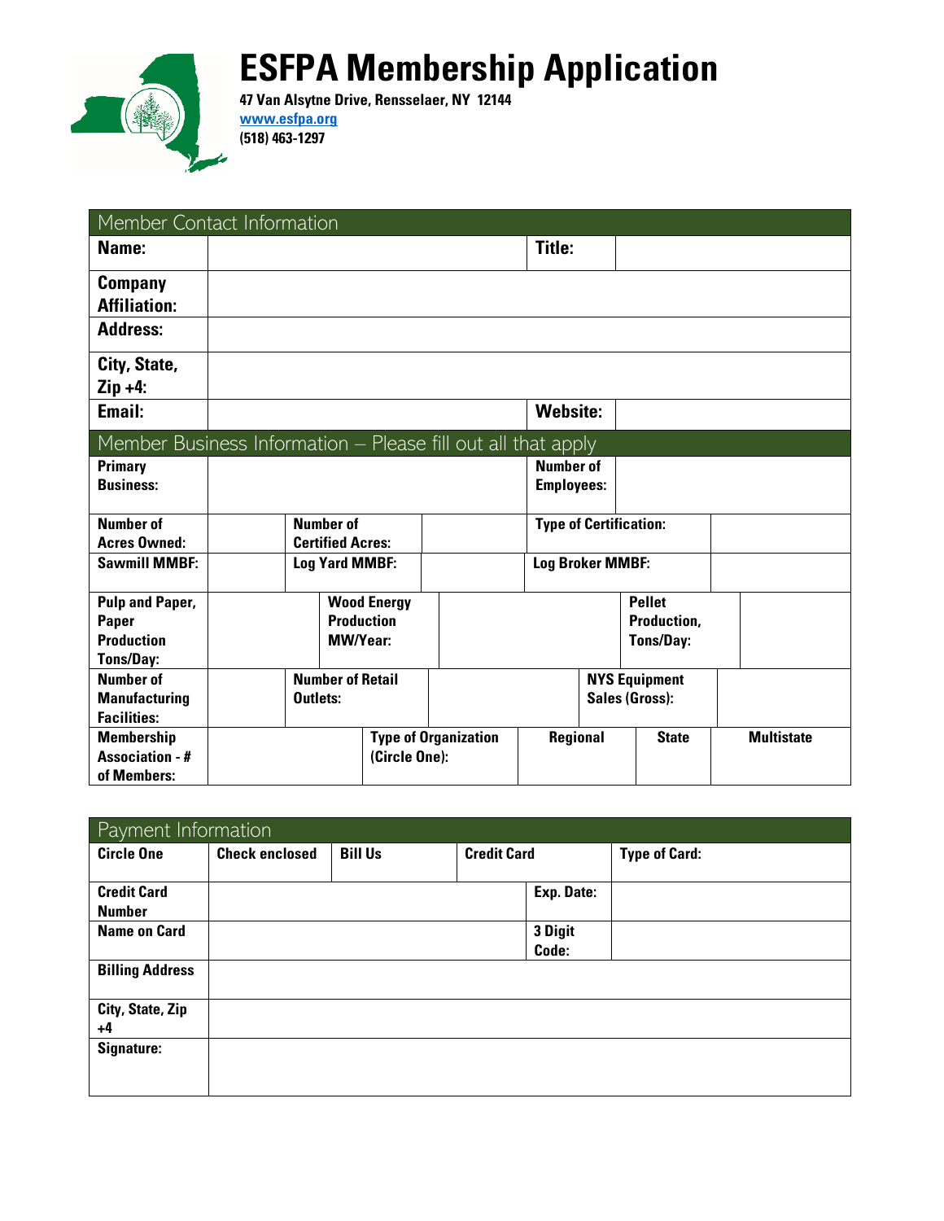# ESFPA Membership Application

**47 Van Alsytne Drive, Rensselaer, NY 12144**
**www.esfpa.org**
**(518) 463-1297**

| Member Contact Information | | | |
|---|---|---|---|
| **Name:** | | **Title:** | |
| **Company Affiliation:** | | | |
| **Address:** | | | |
| **City, State, Zip +4:** | | | |
| **Email:** | | **Website:** | |

| Member Business Information – Please fill out all that apply | | | | | |
|---|---|---|---|---|---|
| **Primary Business:** | | | | **Number of Employees:** | |
| **Number of Acres Owned:** | | **Number of Certified Acres:** | | **Type of Certification:** | |
| **Sawmill MMBF:** | | **Log Yard MMBF:** | | **Log Broker MMBF:** | |
| **Pulp and Paper, Paper Production Tons/Day:** | | **Wood Energy Production MW/Year:** | | **Pellet Production, Tons/Day:** | |
| **Number of Manufacturing Facilities:** | | **Number of Retail Outlets:** | | **NYS Equipment Sales (Gross):** | |
| **Membership Association - # of Members:** | | **Type of Organization (Circle One):** | **Regional** | **State** | **Multistate** |

| Payment Information | | | | |
|---|---|---|---|---|
| **Circle One** | **Check enclosed** | **Bill Us** | **Credit Card** | **Type of Card:** |
| **Credit Card Number** | | | **Exp. Date:** | |
| **Name on Card** | | | **3 Digit Code:** | |
| **Billing Address** | | | | |
| **City, State, Zip +4** | | | | |
| **Signature:** | | | | |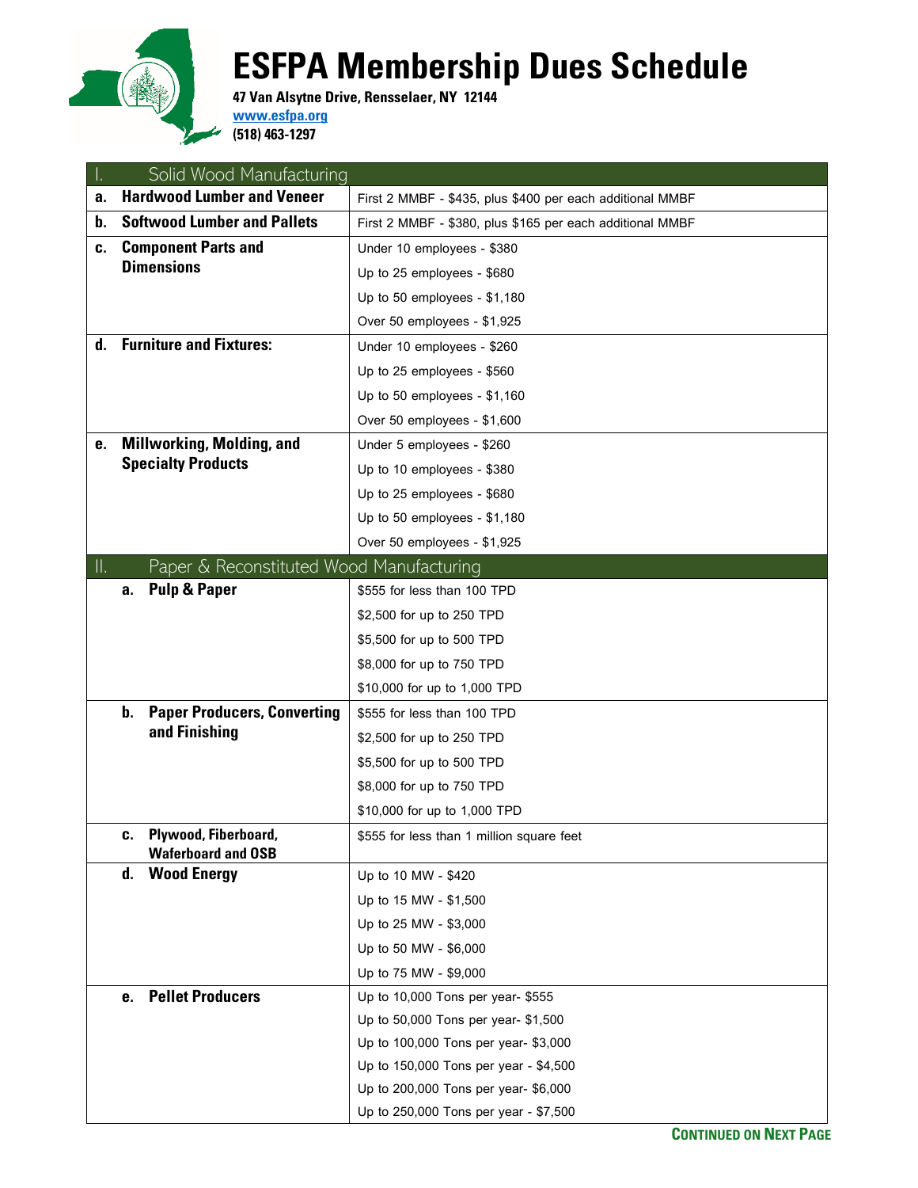# ESFPA Membership Dues Schedule

**47 Van Alsytne Drive, Rensselaer, NY 12144**
www.esfpa.org
**(518) 463-1297**

| I. Solid Wood Manufacturing | |
|---|---|
| **a. Hardwood Lumber and Veneer** | First 2 MMBF - $435, plus $400 per each additional MMBF |
| **b. Softwood Lumber and Pallets** | First 2 MMBF - $380, plus $165 per each additional MMBF |
| **c. Component Parts and Dimensions** | Under 10 employees - $380 |
| | Up to 25 employees - $680 |
| | Up to 50 employees - $1,180 |
| | Over 50 employees - $1,925 |
| **d. Furniture and Fixtures:** | Under 10 employees - $260 |
| | Up to 25 employees - $560 |
| | Up to 50 employees - $1,160 |
| | Over 50 employees - $1,600 |
| **e. Millworking, Molding, and Specialty Products** | Under 5 employees - $260 |
| | Up to 10 employees - $380 |
| | Up to 25 employees - $680 |
| | Up to 50 employees - $1,180 |
| | Over 50 employees - $1,925 |
| **II. Paper & Reconstituted Wood Manufacturing** | |
| **a. Pulp & Paper** | $555 for less than 100 TPD |
| | $2,500 for up to 250 TPD |
| | $5,500 for up to 500 TPD |
| | $8,000 for up to 750 TPD |
| | $10,000 for up to 1,000 TPD |
| **b. Paper Producers, Converting and Finishing** | $555 for less than 100 TPD |
| | $2,500 for up to 250 TPD |
| | $5,500 for up to 500 TPD |
| | $8,000 for up to 750 TPD |
| | $10,000 for up to 1,000 TPD |
| **c. Plywood, Fiberboard, Waferboard and OSB** | $555 for less than 1 million square feet |
| **d. Wood Energy** | Up to 10 MW - $420 |
| | Up to 15 MW - $1,500 |
| | Up to 25 MW - $3,000 |
| | Up to 50 MW - $6,000 |
| | Up to 75 MW - $9,000 |
| **e. Pellet Producers** | Up to 10,000 Tons per year- $555 |
| | Up to 50,000 Tons per year- $1,500 |
| | Up to 100,000 Tons per year- $3,000 |
| | Up to 150,000 Tons per year - $4,500 |
| | Up to 200,000 Tons per year- $6,000 |
| | Up to 250,000 Tons per year - $7,500 |

**CONTINUED ON NEXT PAGE**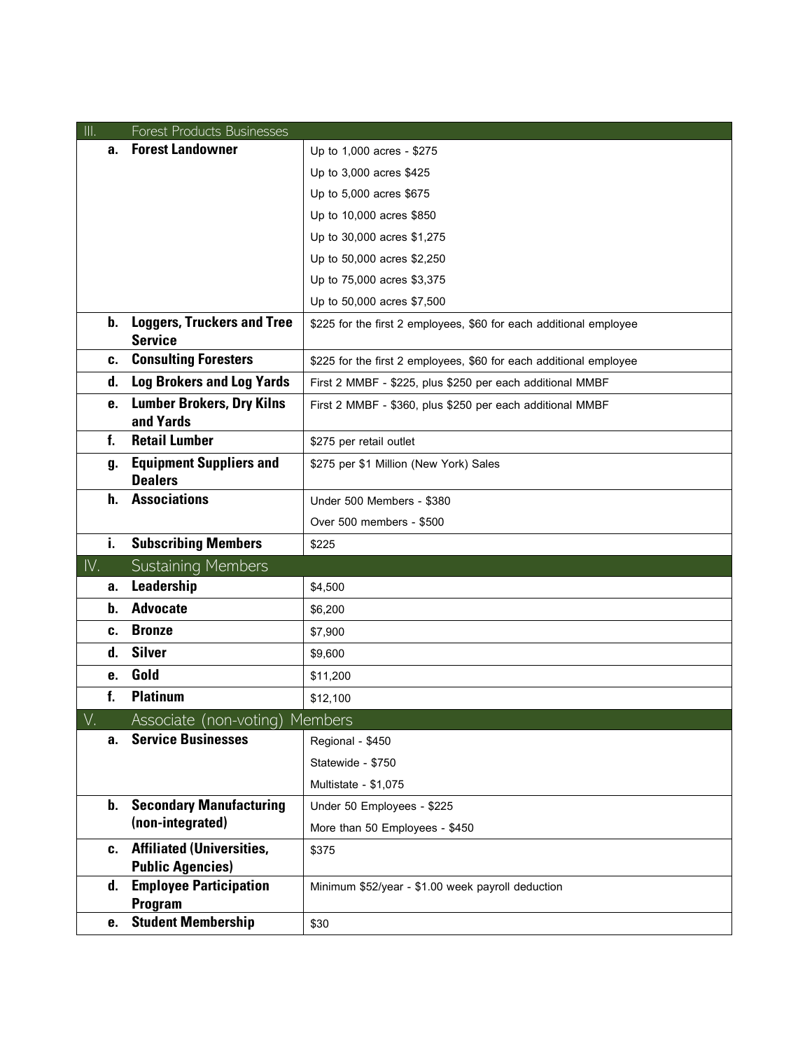| | | |
|---|---|---|
| **III.** | **Forest Products Businesses** | |
| a. | **Forest Landowner** | Up to 1,000 acres - $275 |
| | | Up to 3,000 acres $425 |
| | | Up to 5,000 acres $675 |
| | | Up to 10,000 acres $850 |
| | | Up to 30,000 acres $1,275 |
| | | Up to 50,000 acres $2,250 |
| | | Up to 75,000 acres $3,375 |
| | | Up to 50,000 acres $7,500 |
| b. | **Loggers, Truckers and Tree Service** | $225 for the first 2 employees, $60 for each additional employee |
| c. | **Consulting Foresters** | $225 for the first 2 employees, $60 for each additional employee |
| d. | **Log Brokers and Log Yards** | First 2 MMBF - $225, plus $250 per each additional MMBF |
| e. | **Lumber Brokers, Dry Kilns and Yards** | First 2 MMBF - $360, plus $250 per each additional MMBF |
| f. | **Retail Lumber** | $275 per retail outlet |
| g. | **Equipment Suppliers and Dealers** | $275 per $1 Million (New York) Sales |
| h. | **Associations** | Under 500 Members - $380 |
| | | Over 500 members - $500 |
| i. | **Subscribing Members** | $225 |
| **IV.** | **Sustaining Members** | |
| a. | **Leadership** | $4,500 |
| b. | **Advocate** | $6,200 |
| c. | **Bronze** | $7,900 |
| d. | **Silver** | $9,600 |
| e. | **Gold** | $11,200 |
| f. | **Platinum** | $12,100 |
| **V.** | **Associate (non-voting) Members** | |
| a. | **Service Businesses** | Regional - $450 |
| | | Statewide - $750 |
| | | Multistate - $1,075 |
| b. | **Secondary Manufacturing (non-integrated)** | Under 50 Employees - $225 |
| | | More than 50 Employees - $450 |
| c. | **Affiliated (Universities, Public Agencies)** | $375 |
| d. | **Employee Participation Program** | Minimum $52/year - $1.00 week payroll deduction |
| e. | **Student Membership** | $30 |